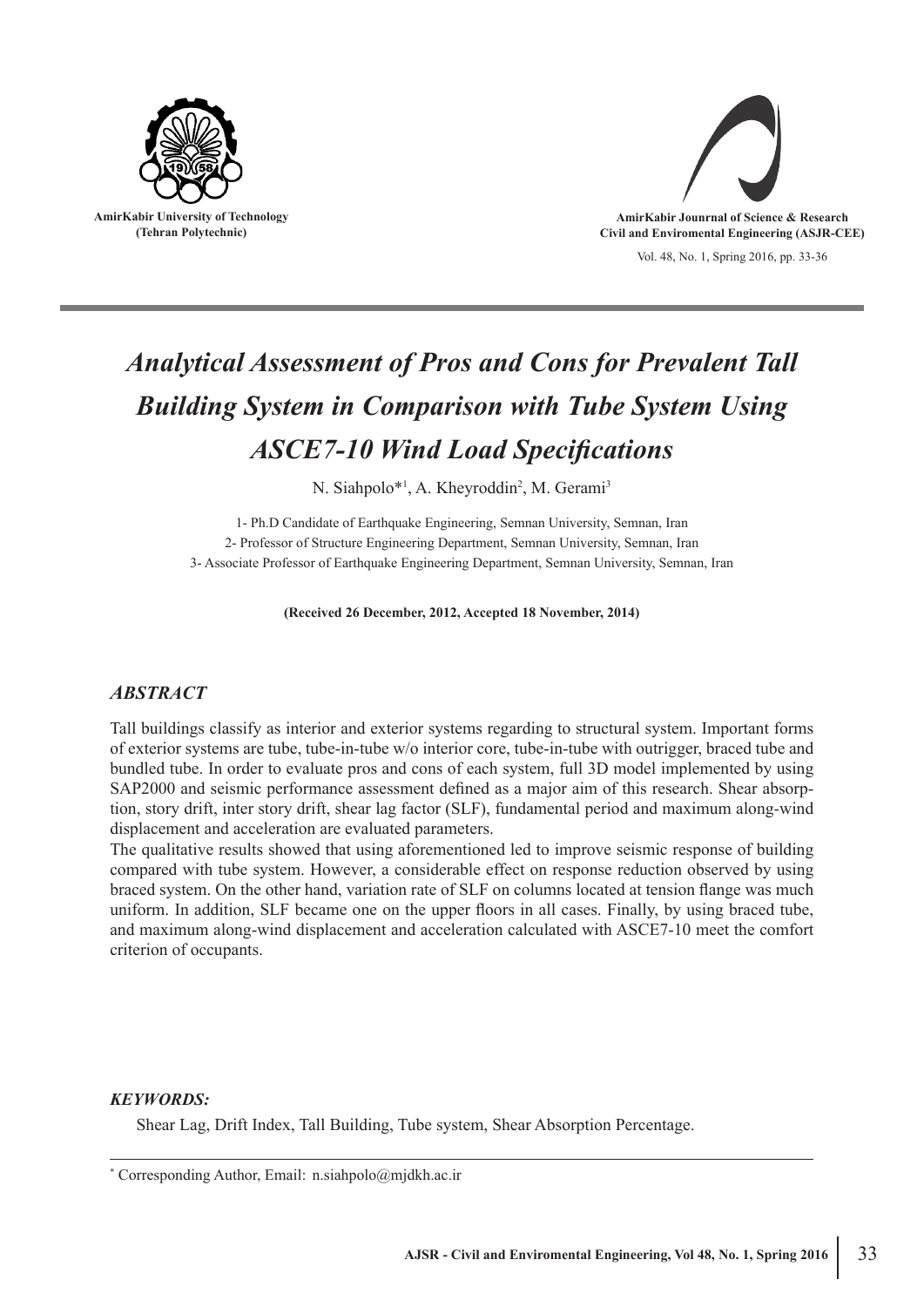AmirKabir University of Technology
(Tehran Polytechnic)

AmirKabir Jounrnal of Science & Research
Civil and Enviromental Engineering (ASJR-CEE)

# *Analytical Assessment of Pros and Cons for Prevalent Tall Building System in Comparison with Tube System Using ASCE7-10 Wind Load Specifications*

N. Siahpolo*[1], A. Kheyroddin[2], M. Gerami[3]

1- Ph.D Candidate of Earthquake Engineering, Semnan University, Semnan, Iran
2- Professor of Structure Engineering Department, Semnan University, Semnan, Iran
3- Associate Professor of Earthquake Engineering Department, Semnan University, Semnan, Iran

**(Received 26 December, 2012, Accepted 18 November, 2014)**

## *ABSTRACT*

Tall buildings classify as interior and exterior systems regarding to structural system. Important forms of exterior systems are tube, tube-in-tube w/o interior core, tube-in-tube with outrigger, braced tube and bundled tube. In order to evaluate pros and cons of each system, full 3D model implemented by using SAP2000 and seismic performance assessment defined as a major aim of this research. Shear absorption, story drift, inter story drift, shear lag factor (SLF), fundamental period and maximum along-wind displacement and acceleration are evaluated parameters.

The qualitative results showed that using aforementioned led to improve seismic response of building compared with tube system. However, a considerable effect on response reduction observed by using braced system. On the other hand, variation rate of SLF on columns located at tension flange was much uniform. In addition, SLF became one on the upper floors in all cases. Finally, by using braced tube, and maximum along-wind displacement and acceleration calculated with ASCE7-10 meet the comfort criterion of occupants.

### *KEYWORDS:*

Shear Lag, Drift Index, Tall Building, Tube system, Shear Absorption Percentage.

---

* Corresponding Author, Email: n.siahpolo@mjdkh.ac.ir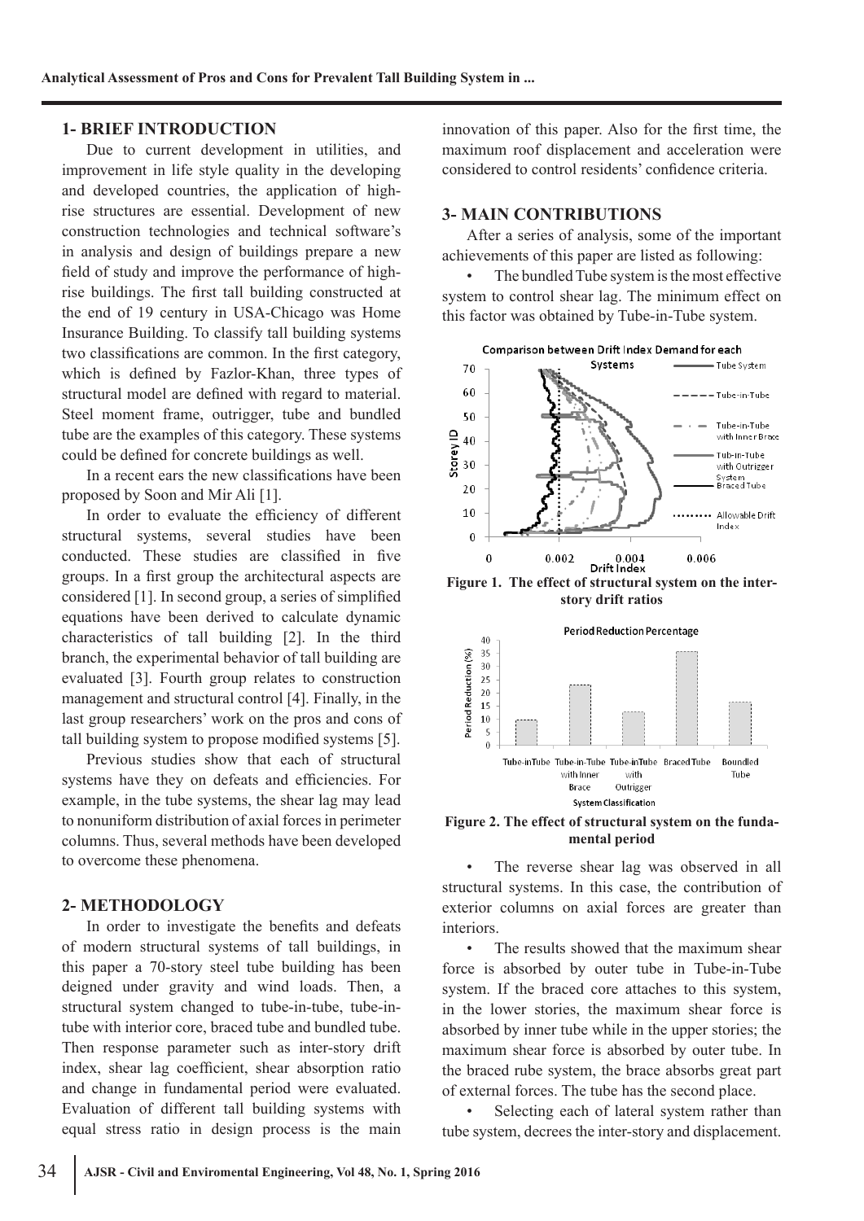## 1- BRIEF INTRODUCTION

Due to current development in utilities, and improvement in life style quality in the developing and developed countries, the application of high-rise structures are essential. Development of new construction technologies and technical software's in analysis and design of buildings prepare a new field of study and improve the performance of high-rise buildings. The first tall building constructed at the end of 19 century in USA-Chicago was Home Insurance Building. To classify tall building systems two classifications are common. In the first category, which is defined by Fazlor-Khan, three types of structural model are defined with regard to material. Steel moment frame, outrigger, tube and bundled tube are the examples of this category. These systems could be defined for concrete buildings as well.

In a recent ears the new classifications have been proposed by Soon and Mir Ali [1].

In order to evaluate the efficiency of different structural systems, several studies have been conducted. These studies are classified in five groups. In a first group the architectural aspects are considered [1]. In second group, a series of simplified equations have been derived to calculate dynamic characteristics of tall building [2]. In the third branch, the experimental behavior of tall building are evaluated [3]. Fourth group relates to construction management and structural control [4]. Finally, in the last group researchers' work on the pros and cons of tall building system to propose modified systems [5].

Previous studies show that each of structural systems have they on defeats and efficiencies. For example, in the tube systems, the shear lag may lead to nonuniform distribution of axial forces in perimeter columns. Thus, several methods have been developed to overcome these phenomena.

## 2- METHODOLOGY

In order to investigate the benefits and defeats of modern structural systems of tall buildings, in this paper a 70-story steel tube building has been deigned under gravity and wind loads. Then, a structural system changed to tube-in-tube, tube-in-tube with interior core, braced tube and bundled tube. Then response parameter such as inter-story drift index, shear lag coefficient, shear absorption ratio and change in fundamental period were evaluated. Evaluation of different tall building systems with equal stress ratio in design process is the main innovation of this paper. Also for the first time, the maximum roof displacement and acceleration were considered to control residents' confidence criteria.

## 3- MAIN CONTRIBUTIONS

After a series of analysis, some of the important achievements of this paper are listed as following:

- The bundled Tube system is the most effective system to control shear lag. The minimum effect on this factor was obtained by Tube-in-Tube system.

Comparison between Drift Index Demand for each Systems

Storey ID

Drift Index

0, 10, 20, 30, 40, 50, 60, 70

0, 0.002, 0.004, 0.006

Tube System

Tube-in-Tube

Tube-in-Tube with Inner Brace

Tub-in-Tube with Outrigger System

Braced Tube

Allowable Drift Index

**Figure 1. The effect of structural system on the inter-story drift ratios**

Period Reduction Percentage

Period Reduction (%)

0, 5, 10, 15, 20, 25, 30, 35, 40

Tube-inTube, Tube-in-Tube with Inner Brace, Tube-inTube with Outrigger, Braced Tube, Boundled Tube

System Classification

**Figure 2. The effect of structural system on the fundamental period**

- The reverse shear lag was observed in all structural systems. In this case, the contribution of exterior columns on axial forces are greater than interiors.
- The results showed that the maximum shear force is absorbed by outer tube in Tube-in-Tube system. If the braced core attaches to this system, in the lower stories, the maximum shear force is absorbed by inner tube while in the upper stories; the maximum shear force is absorbed by outer tube. In the braced rube system, the brace absorbs great part of external forces. The tube has the second place.
- Selecting each of lateral system rather than tube system, decrees the inter-story and displacement.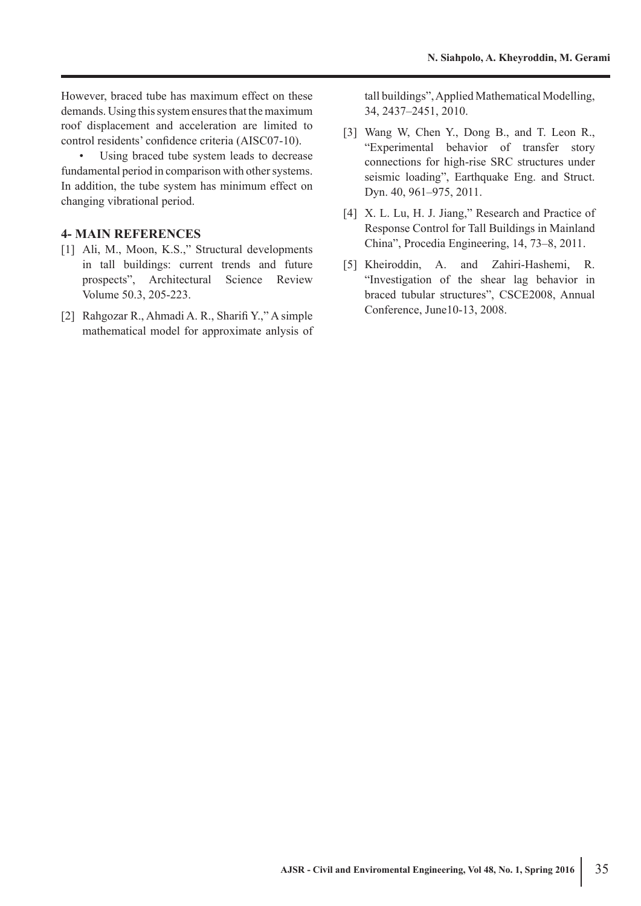However, braced tube has maximum effect on these demands. Using this system ensures that the maximum roof displacement and acceleration are limited to control residents' confidence criteria (AISC07-10).

- Using braced tube system leads to decrease fundamental period in comparison with other systems. In addition, the tube system has minimum effect on changing vibrational period.

## 4- MAIN REFERENCES

[1] Ali, M., Moon, K.S.," Structural developments in tall buildings: current trends and future prospects", Architectural Science Review Volume 50.3, 205-223.

[2] Rahgozar R., Ahmadi A. R., Sharifi Y.," A simple mathematical model for approximate anlysis of tall buildings", Applied Mathematical Modelling, 34, 2437–2451, 2010.

[3] Wang W, Chen Y., Dong B., and T. Leon R., "Experimental behavior of transfer story connections for high-rise SRC structures under seismic loading", Earthquake Eng. and Struct. Dyn. 40, 961–975, 2011.

[4] X. L. Lu, H. J. Jiang," Research and Practice of Response Control for Tall Buildings in Mainland China", Procedia Engineering, 14, 73–8, 2011.

[5] Kheiroddin, A. and Zahiri-Hashemi, R. "Investigation of the shear lag behavior in braced tubular structures", CSCE2008, Annual Conference, June10-13, 2008.